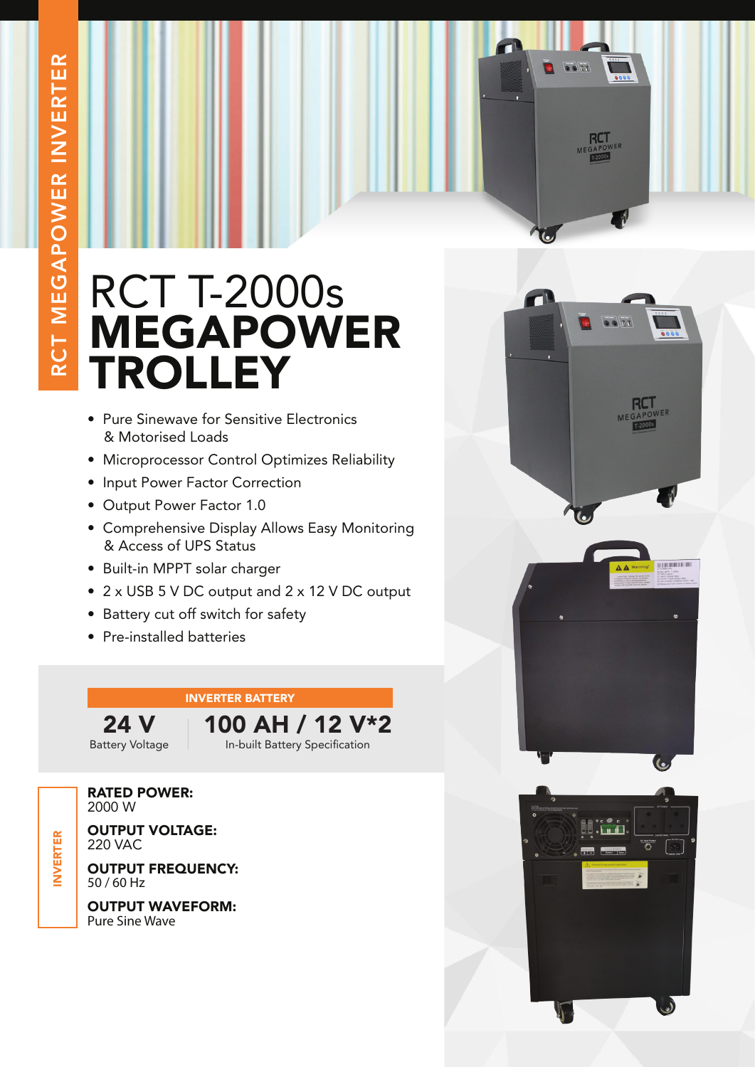RCT MEGAPOWER INVERTER

# RCT T-2000s **MEGAPOWER TROLLEY**

- Pure Sinewave for Sensitive Electronics & Motorised Loads
- Microprocessor Control Optimizes Reliability
- Input Power Factor Correction
- Output Power Factor 1.0
- Comprehensive Display Allows Easy Monitoring & Access of UPS Status
- Built-in MPPT solar charger
- 2 x USB 5 V DC output and 2 x 12 V DC output
- Battery cut off switch for safety
- Pre-installed batteries

## INVERTER BATTERY

| 24 V | 100 AH / 12 V*2 |
|---|---|
| Battery Voltage | In-built Battery Specification |

## INVERTER

**RATED POWER:**
2000 W

**OUTPUT VOLTAGE:**
220 VAC

**OUTPUT FREQUENCY:**
50 / 60 Hz

**OUTPUT WAVEFORM:**
Pure Sine Wave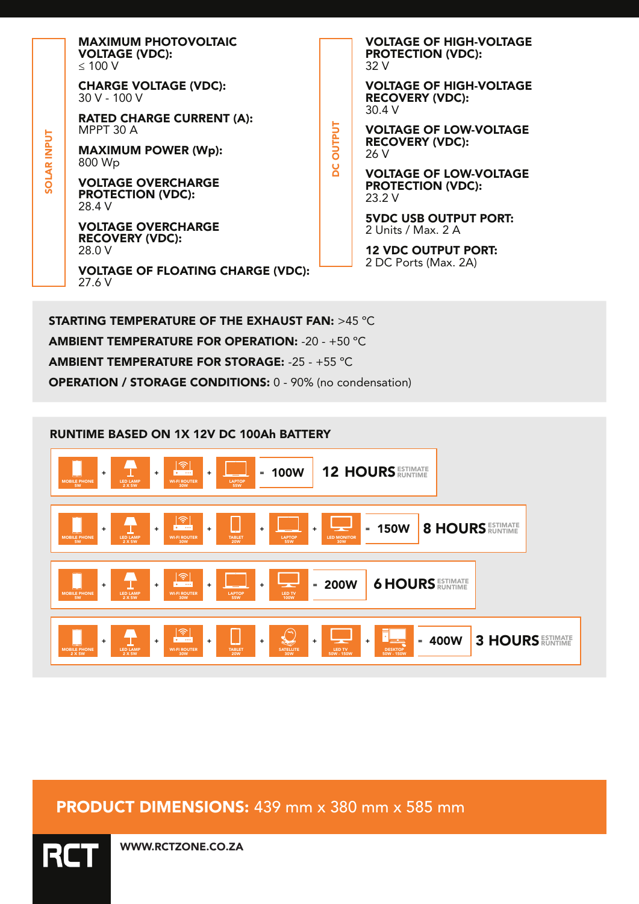## SOLAR INPUT

**MAXIMUM PHOTOVOLTAIC VOLTAGE (VDC):**
≤ 100 V

**CHARGE VOLTAGE (VDC):**
30 V - 100 V

**RATED CHARGE CURRENT (A):**
MPPT 30 A

**MAXIMUM POWER (Wp):**
800 Wp

**VOLTAGE OVERCHARGE PROTECTION (VDC):**
28.4 V

**VOLTAGE OVERCHARGE RECOVERY (VDC):**
28.0 V

**VOLTAGE OF FLOATING CHARGE (VDC):**
27.6 V

## DC OUTPUT

**VOLTAGE OF HIGH-VOLTAGE PROTECTION (VDC):**
32 V

**VOLTAGE OF HIGH-VOLTAGE RECOVERY (VDC):**
30.4 V

**VOLTAGE OF LOW-VOLTAGE RECOVERY (VDC):**
26 V

**VOLTAGE OF LOW-VOLTAGE PROTECTION (VDC):**
23.2 V

**5VDC USB OUTPUT PORT:**
2 Units / Max. 2 A

**12 VDC OUTPUT PORT:**
2 DC Ports (Max. 2A)

**STARTING TEMPERATURE OF THE EXHAUST FAN:** >45 °C
**AMBIENT TEMPERATURE FOR OPERATION:** -20 - +50 °C
**AMBIENT TEMPERATURE FOR STORAGE:** -25 - +55 °C
**OPERATION / STORAGE CONDITIONS:** 0 - 90% (no condensation)

## RUNTIME BASED ON 1X 12V DC 100Ah BATTERY

MOBILE PHONE 5W + LED LAMP 2 X 5W + WI-FI ROUTER 30W + LAPTOP 55W = **100W** — **12 HOURS** ESTIMATE RUNTIME

MOBILE PHONE 5W + LED LAMP 2 X 5W + WI-FI ROUTER 30W + TABLET 20W + LAPTOP 55W + LED MONITOR 30W = **150W** — **8 HOURS** ESTIMATE RUNTIME

MOBILE PHONE 5W + LED LAMP 2 X 5W + WI-FI ROUTER 30W + LAPTOP 55W + LED TV 100W = **200W** — **6 HOURS** ESTIMATE RUNTIME

MOBILE PHONE 2 X 5W + LED LAMP 2 X 5W + WI-FI ROUTER 30W + TABLET 20W + SATELLITE 30W + LED TV 50W - 150W + DESKTOP 50W - 150W = **400W** — **3 HOURS** ESTIMATE RUNTIME

**PRODUCT DIMENSIONS:** 439 mm x 380 mm x 585 mm

RCT

**WWW.RCTZONE.CO.ZA**